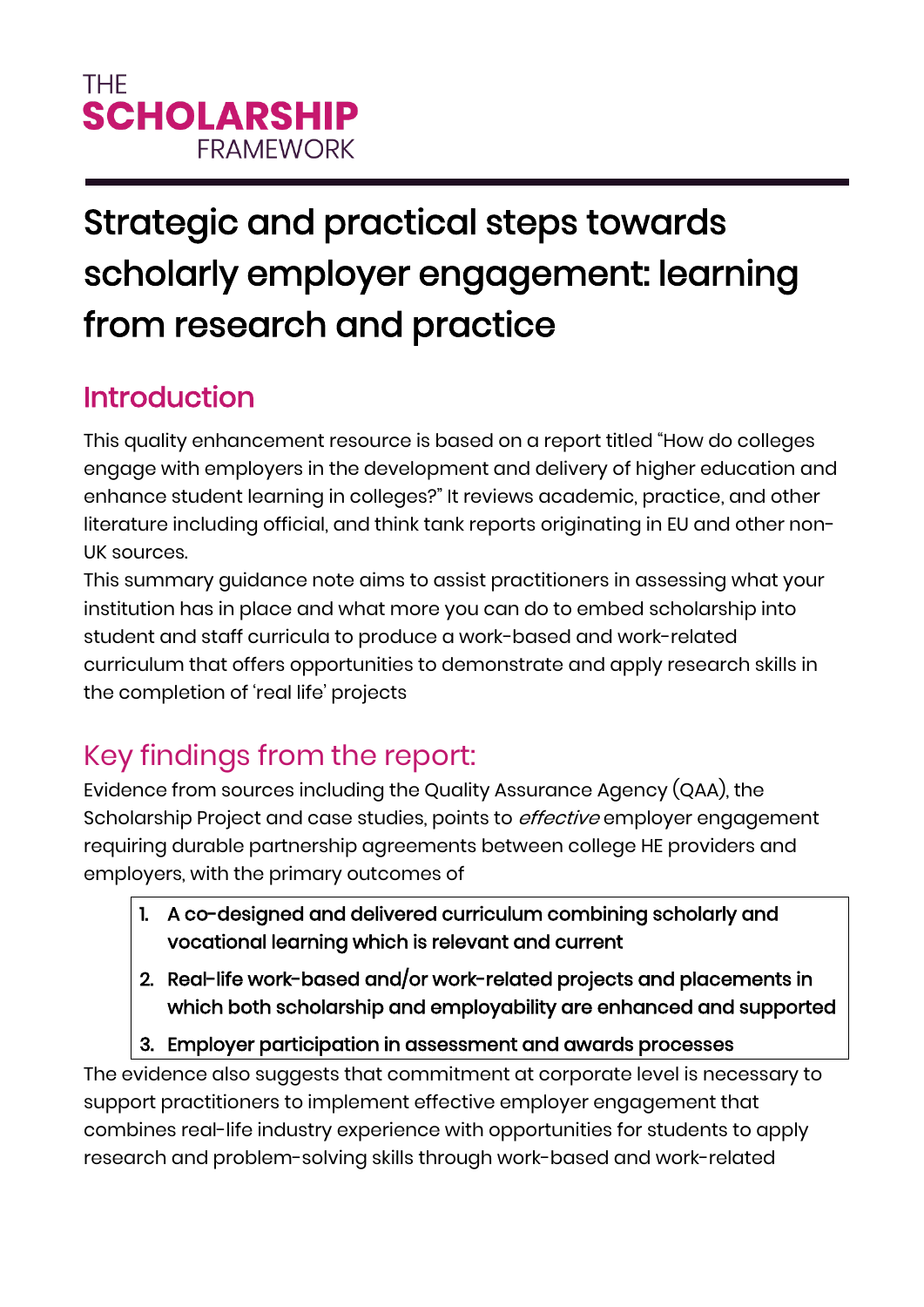THE
**SCHOLARSHIP**
FRAMEWORK

# Strategic and practical steps towards scholarly employer engagement: learning from research and practice

## Introduction

This quality enhancement resource is based on a report titled "How do colleges engage with employers in the development and delivery of higher education and enhance student learning in colleges?" It reviews academic, practice, and other literature including official, and think tank reports originating in EU and other non-UK sources.

This summary guidance note aims to assist practitioners in assessing what your institution has in place and what more you can do to embed scholarship into student and staff curricula to produce a work-based and work-related curriculum that offers opportunities to demonstrate and apply research skills in the completion of 'real life' projects

## Key findings from the report:

Evidence from sources including the Quality Assurance Agency (QAA), the Scholarship Project and case studies, points to *effective* employer engagement requiring durable partnership agreements between college HE providers and employers, with the primary outcomes of

1. **A co-designed and delivered curriculum combining scholarly and vocational learning which is relevant and current**
2. **Real-life work-based and/or work-related projects and placements in which both scholarship and employability are enhanced and supported**
3. **Employer participation in assessment and awards processes**

The evidence also suggests that commitment at corporate level is necessary to support practitioners to implement effective employer engagement that combines real-life industry experience with opportunities for students to apply research and problem-solving skills through work-based and work-related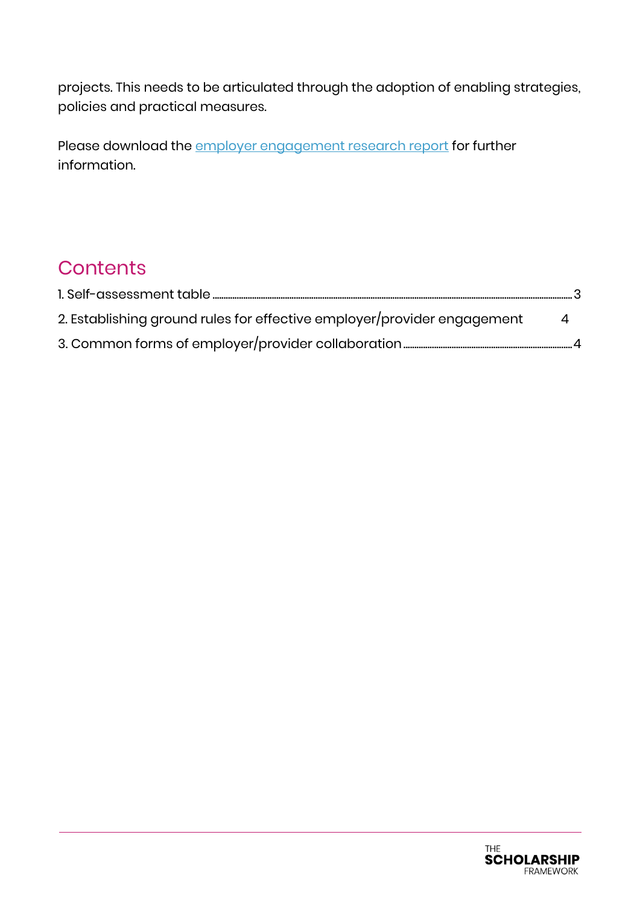projects. This needs to be articulated through the adoption of enabling strategies, policies and practical measures.

Please download the [employer engagement research report]() for further information.

## Contents

1. Self-assessment table ............ 3
2. Establishing ground rules for effective employer/provider engagement ............ 4
3. Common forms of employer/provider collaboration ............ 4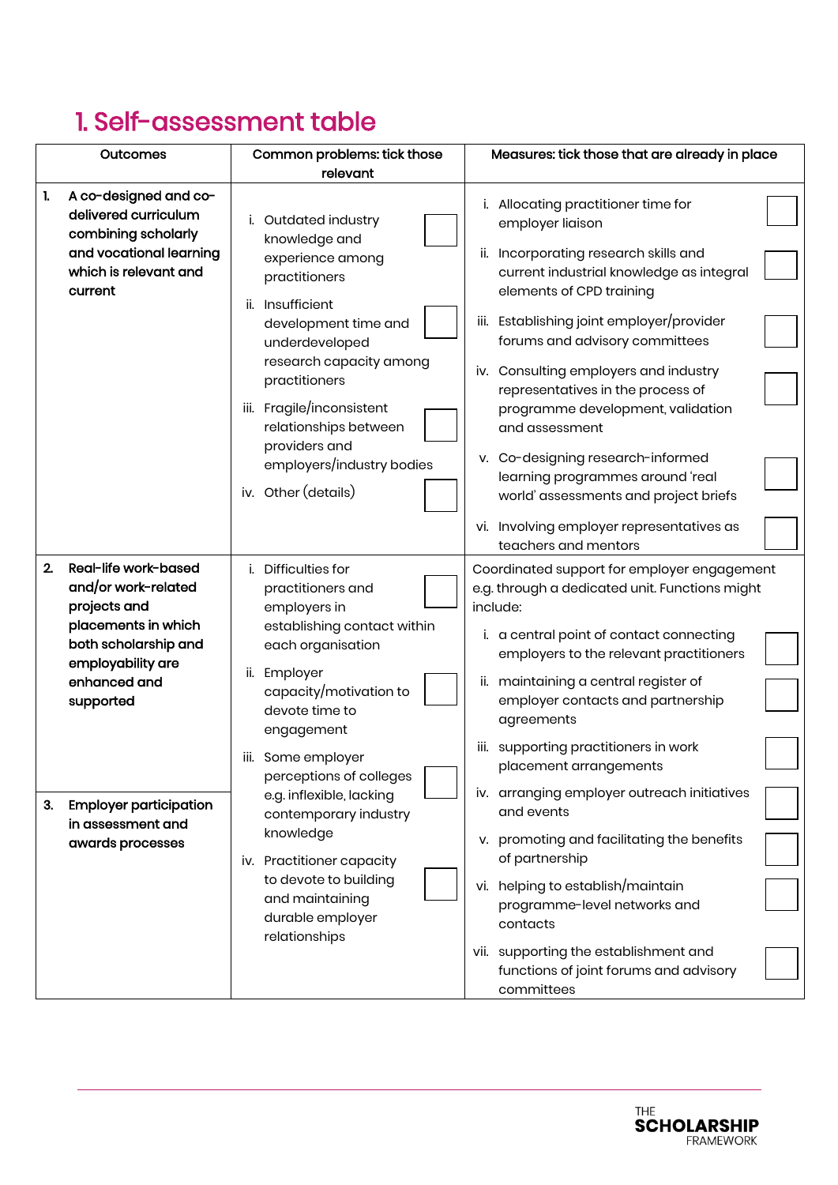# 1. Self-assessment table

| Outcomes | Common problems: tick those relevant | Measures: tick those that are already in place |
|---|---|---|
| 1. A co-designed and co-delivered curriculum combining scholarly and vocational learning which is relevant and current | i. Outdated industry knowledge and experience among practitioners ☐<br>ii. Insufficient development time and underdeveloped research capacity among practitioners ☐<br>iii. Fragile/inconsistent relationships between providers and employers/industry bodies ☐<br>iv. Other (details) ☐ | i. Allocating practitioner time for employer liaison ☐<br>ii. Incorporating research skills and current industrial knowledge as integral elements of CPD training ☐<br>iii. Establishing joint employer/provider forums and advisory committees ☐<br>iv. Consulting employers and industry representatives in the process of programme development, validation and assessment ☐<br>v. Co-designing research-informed learning programmes around 'real world' assessments and project briefs ☐<br>vi. Involving employer representatives as teachers and mentors ☐ |
| 2. Real-life work-based and/or work-related projects and placements in which both scholarship and employability are enhanced and supported<br><br>3. Employer participation in assessment and awards processes | i. Difficulties for practitioners and employers in establishing contact within each organisation ☐<br>ii. Employer capacity/motivation to devote time to engagement ☐<br>iii. Some employer perceptions of colleges e.g. inflexible, lacking contemporary industry knowledge ☐<br>iv. Practitioner capacity to devote to building and maintaining durable employer relationships ☐ | Coordinated support for employer engagement e.g. through a dedicated unit. Functions might include:<br>i. a central point of contact connecting employers to the relevant practitioners ☐<br>ii. maintaining a central register of employer contacts and partnership agreements ☐<br>iii. supporting practitioners in work placement arrangements ☐<br>iv. arranging employer outreach initiatives and events ☐<br>v. promoting and facilitating the benefits of partnership ☐<br>vi. helping to establish/maintain programme-level networks and contacts ☐<br>vii. supporting the establishment and functions of joint forums and advisory committees ☐ |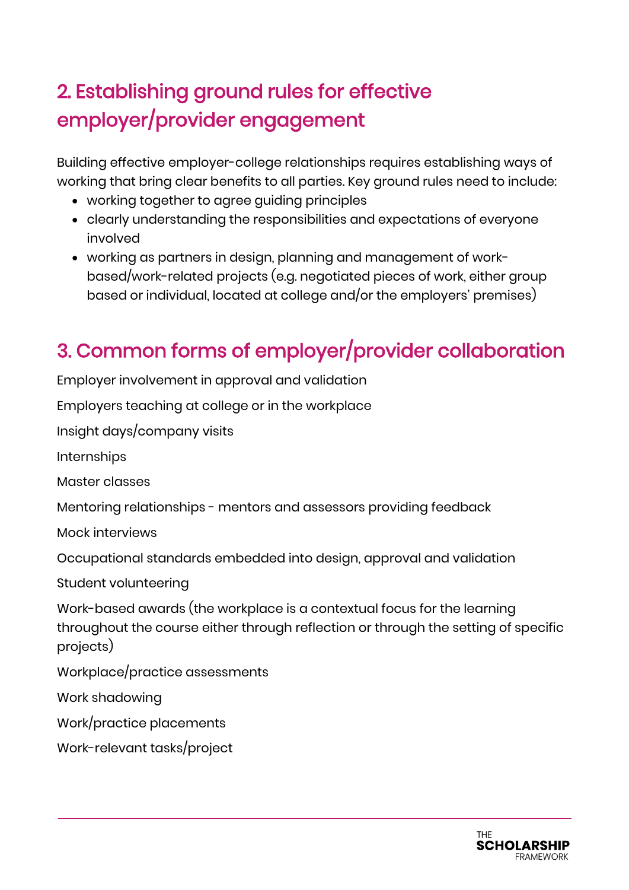## 2. Establishing ground rules for effective employer/provider engagement

Building effective employer-college relationships requires establishing ways of working that bring clear benefits to all parties. Key ground rules need to include:

- working together to agree guiding principles
- clearly understanding the responsibilities and expectations of everyone involved
- working as partners in design, planning and management of work-based/work-related projects (e.g. negotiated pieces of work, either group based or individual, located at college and/or the employers' premises)

## 3. Common forms of employer/provider collaboration

Employer involvement in approval and validation

Employers teaching at college or in the workplace

Insight days/company visits

Internships

Master classes

Mentoring relationships - mentors and assessors providing feedback

Mock interviews

Occupational standards embedded into design, approval and validation

Student volunteering

Work-based awards (the workplace is a contextual focus for the learning throughout the course either through reflection or through the setting of specific projects)

Workplace/practice assessments

Work shadowing

Work/practice placements

Work-relevant tasks/project